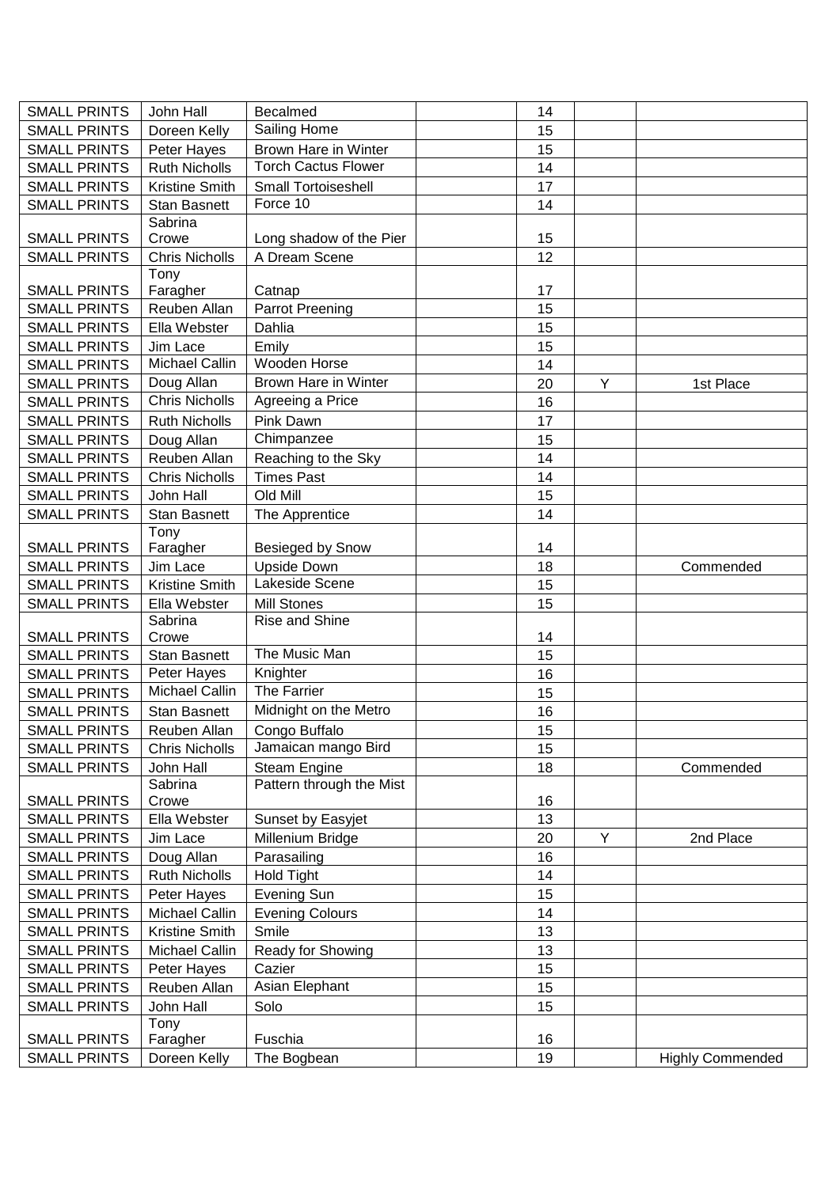| | | | | | | |
|---|---|---|---|---|---|---|
| SMALL PRINTS | John Hall | Becalmed | | 14 | | |
| SMALL PRINTS | Doreen Kelly | Sailing Home | | 15 | | |
| SMALL PRINTS | Peter Hayes | Brown Hare in Winter | | 15 | | |
| SMALL PRINTS | Ruth Nicholls | Torch Cactus Flower | | 14 | | |
| SMALL PRINTS | Kristine Smith | Small Tortoiseshell | | 17 | | |
| SMALL PRINTS | Stan Basnett | Force 10 | | 14 | | |
| SMALL PRINTS | Sabrina Crowe | Long shadow of the Pier | | 15 | | |
| SMALL PRINTS | Chris Nicholls | A Dream Scene | | 12 | | |
| SMALL PRINTS | Tony Faragher | Catnap | | 17 | | |
| SMALL PRINTS | Reuben Allan | Parrot Preening | | 15 | | |
| SMALL PRINTS | Ella Webster | Dahlia | | 15 | | |
| SMALL PRINTS | Jim Lace | Emily | | 15 | | |
| SMALL PRINTS | Michael Callin | Wooden Horse | | 14 | | |
| SMALL PRINTS | Doug Allan | Brown Hare in Winter | | 20 | Y | 1st Place |
| SMALL PRINTS | Chris Nicholls | Agreeing a Price | | 16 | | |
| SMALL PRINTS | Ruth Nicholls | Pink Dawn | | 17 | | |
| SMALL PRINTS | Doug Allan | Chimpanzee | | 15 | | |
| SMALL PRINTS | Reuben Allan | Reaching to the Sky | | 14 | | |
| SMALL PRINTS | Chris Nicholls | Times Past | | 14 | | |
| SMALL PRINTS | John Hall | Old Mill | | 15 | | |
| SMALL PRINTS | Stan Basnett | The Apprentice | | 14 | | |
| SMALL PRINTS | Tony Faragher | Besieged by Snow | | 14 | | |
| SMALL PRINTS | Jim Lace | Upside Down | | 18 | | Commended |
| SMALL PRINTS | Kristine Smith | Lakeside Scene | | 15 | | |
| SMALL PRINTS | Ella Webster | Mill Stones | | 15 | | |
| SMALL PRINTS | Sabrina Crowe | Rise and Shine | | 14 | | |
| SMALL PRINTS | Stan Basnett | The Music Man | | 15 | | |
| SMALL PRINTS | Peter Hayes | Knighter | | 16 | | |
| SMALL PRINTS | Michael Callin | The Farrier | | 15 | | |
| SMALL PRINTS | Stan Basnett | Midnight on the Metro | | 16 | | |
| SMALL PRINTS | Reuben Allan | Congo Buffalo | | 15 | | |
| SMALL PRINTS | Chris Nicholls | Jamaican mango Bird | | 15 | | |
| SMALL PRINTS | John Hall | Steam Engine | | 18 | | Commended |
| SMALL PRINTS | Sabrina Crowe | Pattern through the Mist | | 16 | | |
| SMALL PRINTS | Ella Webster | Sunset by Easyjet | | 13 | | |
| SMALL PRINTS | Jim Lace | Millenium Bridge | | 20 | Y | 2nd Place |
| SMALL PRINTS | Doug Allan | Parasailing | | 16 | | |
| SMALL PRINTS | Ruth Nicholls | Hold Tight | | 14 | | |
| SMALL PRINTS | Peter Hayes | Evening Sun | | 15 | | |
| SMALL PRINTS | Michael Callin | Evening Colours | | 14 | | |
| SMALL PRINTS | Kristine Smith | Smile | | 13 | | |
| SMALL PRINTS | Michael Callin | Ready for Showing | | 13 | | |
| SMALL PRINTS | Peter Hayes | Cazier | | 15 | | |
| SMALL PRINTS | Reuben Allan | Asian Elephant | | 15 | | |
| SMALL PRINTS | John Hall | Solo | | 15 | | |
| SMALL PRINTS | Tony Faragher | Fuschia | | 16 | | |
| SMALL PRINTS | Doreen Kelly | The Bogbean | | 19 | | Highly Commended |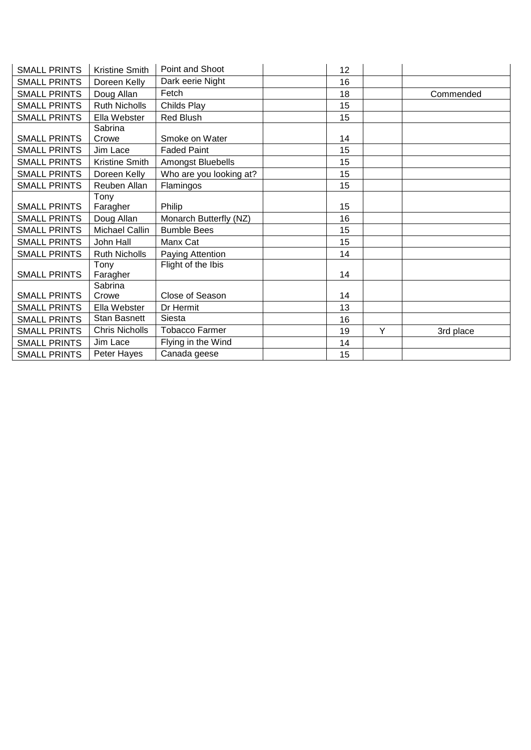| | | | | | | |
|---|---|---|---|---|---|---|
| SMALL PRINTS | Kristine Smith | Point and Shoot | | 12 | | |
| SMALL PRINTS | Doreen Kelly | Dark eerie Night | | 16 | | |
| SMALL PRINTS | Doug Allan | Fetch | | 18 | | Commended |
| SMALL PRINTS | Ruth Nicholls | Childs Play | | 15 | | |
| SMALL PRINTS | Ella Webster | Red Blush | | 15 | | |
| SMALL PRINTS | Sabrina Crowe | Smoke on Water | | 14 | | |
| SMALL PRINTS | Jim Lace | Faded Paint | | 15 | | |
| SMALL PRINTS | Kristine Smith | Amongst Bluebells | | 15 | | |
| SMALL PRINTS | Doreen Kelly | Who are you looking at? | | 15 | | |
| SMALL PRINTS | Reuben Allan | Flamingos | | 15 | | |
| SMALL PRINTS | Tony Faragher | Philip | | 15 | | |
| SMALL PRINTS | Doug Allan | Monarch Butterfly (NZ) | | 16 | | |
| SMALL PRINTS | Michael Callin | Bumble Bees | | 15 | | |
| SMALL PRINTS | John Hall | Manx Cat | | 15 | | |
| SMALL PRINTS | Ruth Nicholls | Paying Attention | | 14 | | |
| SMALL PRINTS | Tony Faragher | Flight of the Ibis | | 14 | | |
| SMALL PRINTS | Sabrina Crowe | Close of Season | | 14 | | |
| SMALL PRINTS | Ella Webster | Dr Hermit | | 13 | | |
| SMALL PRINTS | Stan Basnett | Siesta | | 16 | | |
| SMALL PRINTS | Chris Nicholls | Tobacco Farmer | | 19 | Y | 3rd place |
| SMALL PRINTS | Jim Lace | Flying in the Wind | | 14 | | |
| SMALL PRINTS | Peter Hayes | Canada geese | | 15 | | |